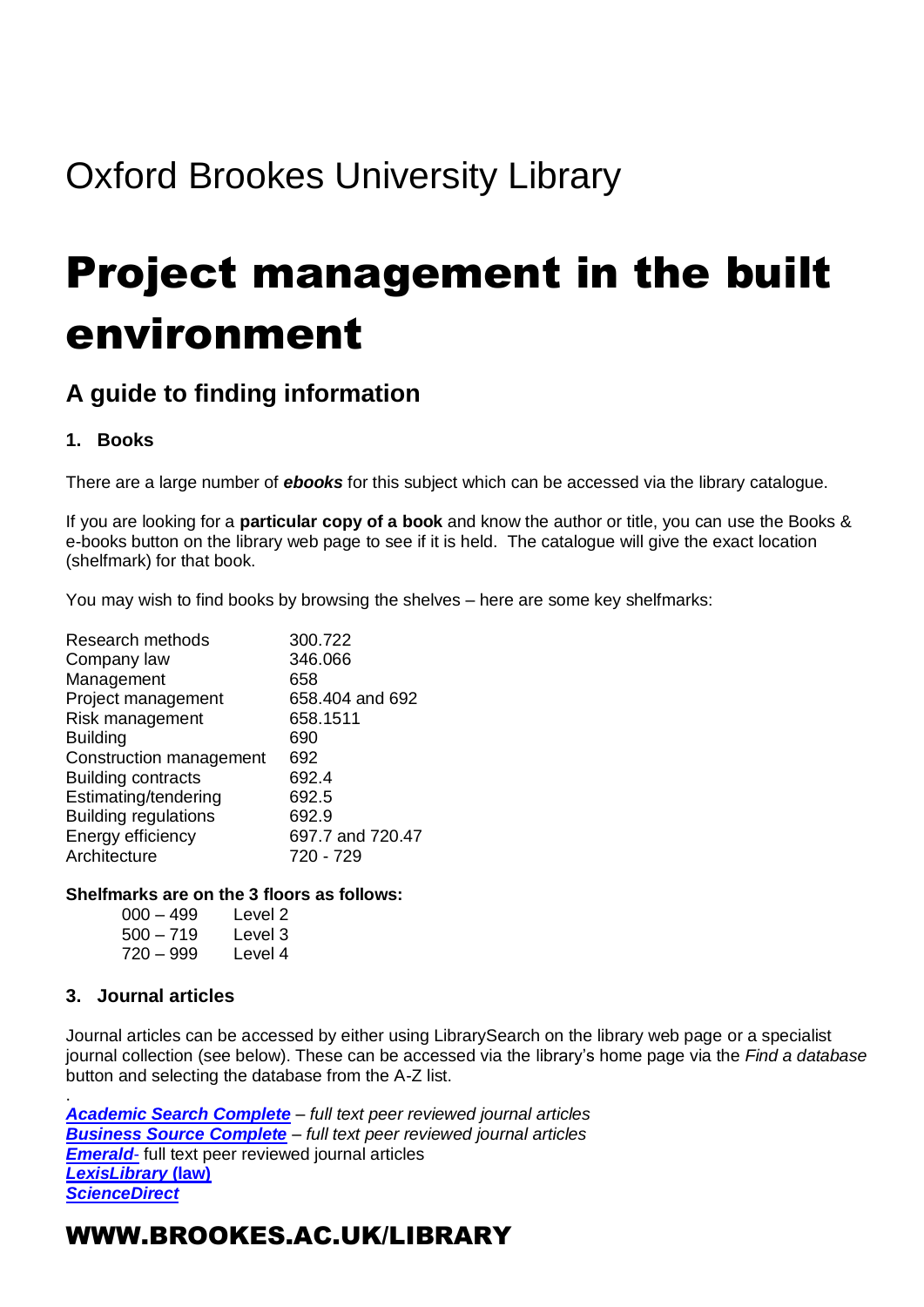Oxford Brookes University Library

# Project management in the built environment

## A guide to finding information

### 1. Books

There are a large number of ***ebooks*** for this subject which can be accessed via the library catalogue.

If you are looking for a **particular copy of a book** and know the author or title, you can use the Books & e-books button on the library web page to see if it is held. The catalogue will give the exact location (shelfmark) for that book.

You may wish to find books by browsing the shelves – here are some key shelfmarks:

| | |
|---|---|
| Research methods | 300.722 |
| Company law | 346.066 |
| Management | 658 |
| Project management | 658.404 and 692 |
| Risk management | 658.1511 |
| Building | 690 |
| Construction management | 692 |
| Building contracts | 692.4 |
| Estimating/tendering | 692.5 |
| Building regulations | 692.9 |
| Energy efficiency | 697.7 and 720.47 |
| Architecture | 720 - 729 |

**Shelfmarks are on the 3 floors as follows:**

| | |
|---|---|
| 000 – 499 | Level 2 |
| 500 – 719 | Level 3 |
| 720 – 999 | Level 4 |

### 3. Journal articles

Journal articles can be accessed by either using LibrarySearch on the library web page or a specialist journal collection (see below). These can be accessed via the library's home page via the *Find a database* button and selecting the database from the A-Z list.

.
***Academic Search Complete*** – *full text peer reviewed journal articles*
***Business Source Complete*** – *full text peer reviewed journal articles*
***Emerald***- full text peer reviewed journal articles
***LexisLibrary* (law)**
***ScienceDirect***

## WWW.BROOKES.AC.UK/LIBRARY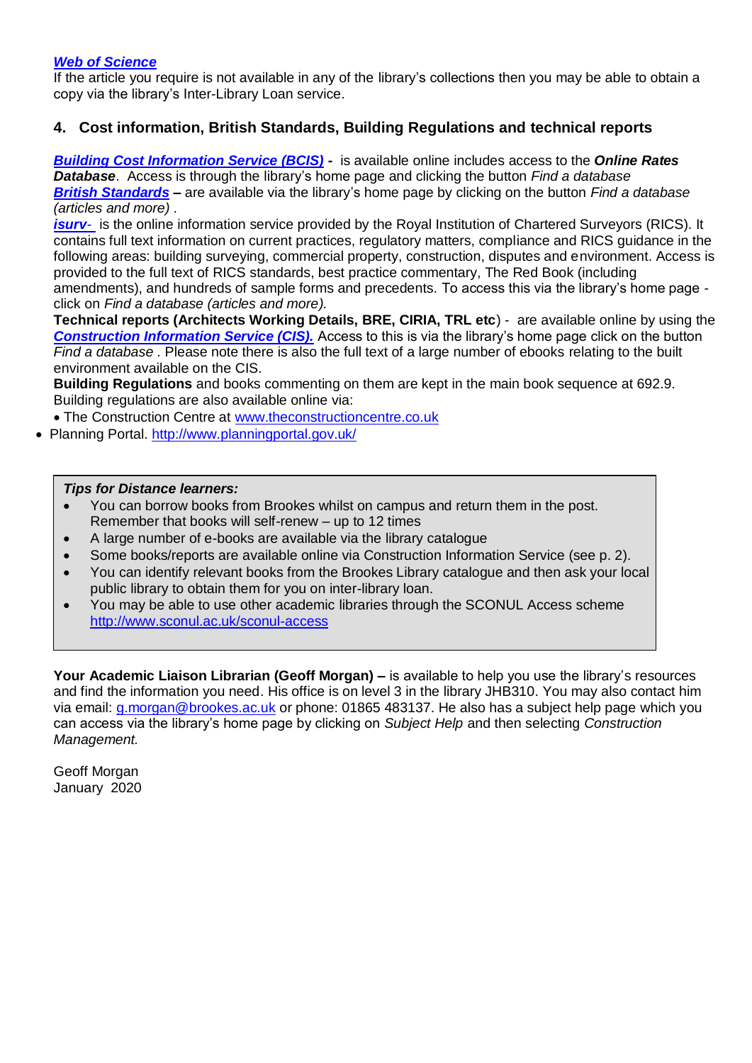***Web of Science***

If the article you require is not available in any of the library's collections then you may be able to obtain a copy via the library's Inter-Library Loan service.

## 4. Cost information, British Standards, Building Regulations and technical reports

***Building Cost Information Service (BCIS)*** **-** is available online includes access to the ***Online Rates Database***. Access is through the library's home page and clicking the button *Find a database*

***British Standards*** **–** are available via the library's home page by clicking on the button *Find a database (articles and more)* .

***isurv-*** is the online information service provided by the Royal Institution of Chartered Surveyors (RICS). It contains full text information on current practices, regulatory matters, compliance and RICS guidance in the following areas: building surveying, commercial property, construction, disputes and environment. Access is provided to the full text of RICS standards, best practice commentary, The Red Book (including amendments), and hundreds of sample forms and precedents. To access this via the library's home page - click on *Find a database (articles and more).*

**Technical reports (Architects Working Details, BRE, CIRIA, TRL etc**) - are available online by using the ***Construction Information Service (CIS).*** Access to this is via the library's home page click on the button *Find a database* . Please note there is also the full text of a large number of ebooks relating to the built environment available on the CIS.

**Building Regulations** and books commenting on them are kept in the main book sequence at 692.9. Building regulations are also available online via:

- The Construction Centre at www.theconstructioncentre.co.uk
- Planning Portal. http://www.planningportal.gov.uk/

***Tips for Distance learners:***

- You can borrow books from Brookes whilst on campus and return them in the post. Remember that books will self-renew – up to 12 times
- A large number of e-books are available via the library catalogue
- Some books/reports are available online via Construction Information Service (see p. 2).
- You can identify relevant books from the Brookes Library catalogue and then ask your local public library to obtain them for you on inter-library loan.
- You may be able to use other academic libraries through the SCONUL Access scheme http://www.sconul.ac.uk/sconul-access

**Your Academic Liaison Librarian (Geoff Morgan) –** is available to help you use the library's resources and find the information you need. His office is on level 3 in the library JHB310. You may also contact him via email: g.morgan@brookes.ac.uk or phone: 01865 483137. He also has a subject help page which you can access via the library's home page by clicking on *Subject Help* and then selecting *Construction Management.*

Geoff Morgan
January 2020